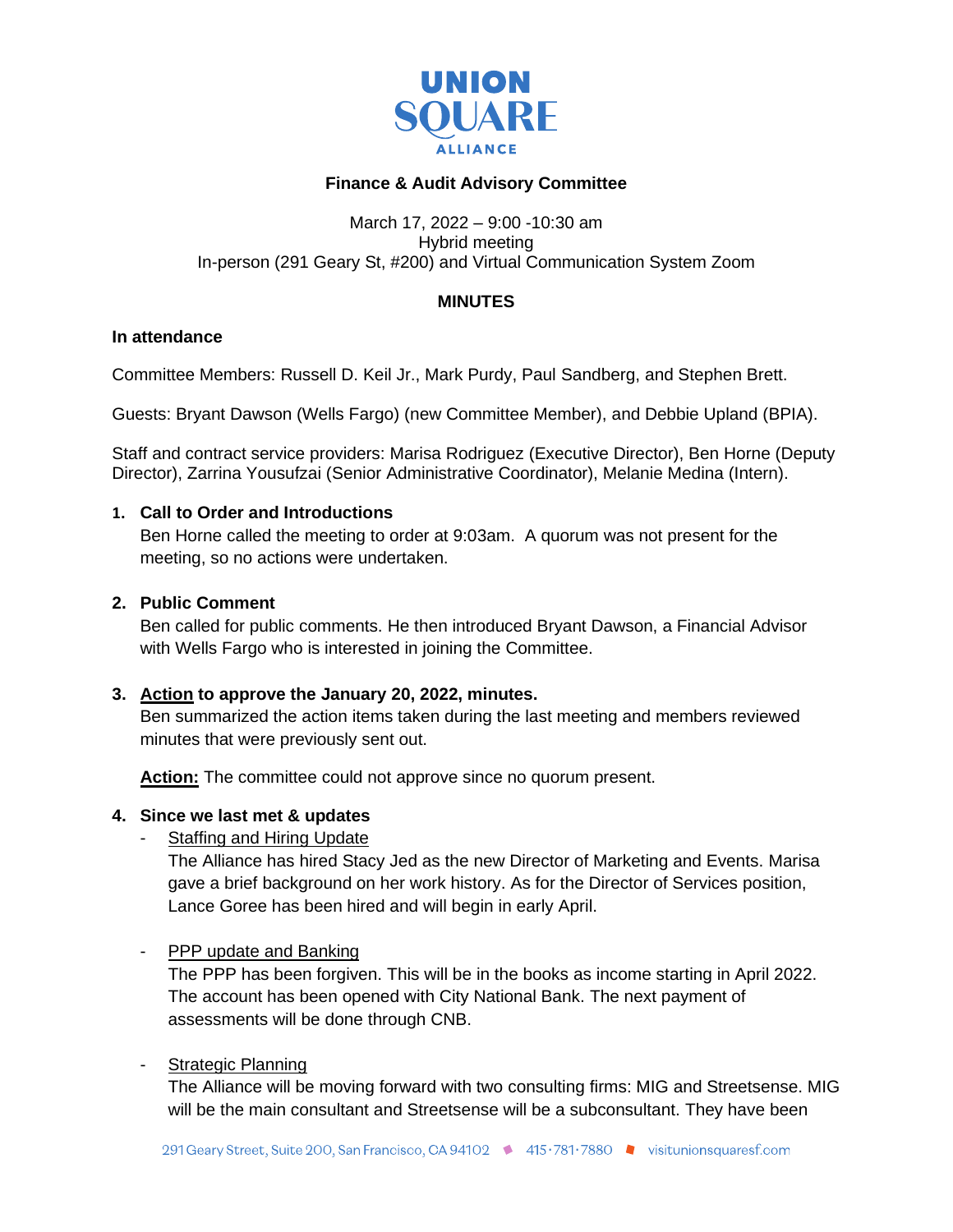# UNION SQUARE ALLIANCE

## Finance & Audit Advisory Committee

March 17, 2022 – 9:00 -10:30 am
Hybrid meeting
In-person (291 Geary St, #200) and Virtual Communication System Zoom

## MINUTES

**In attendance**

Committee Members: Russell D. Keil Jr., Mark Purdy, Paul Sandberg, and Stephen Brett.

Guests: Bryant Dawson (Wells Fargo) (new Committee Member), and Debbie Upland (BPIA).

Staff and contract service providers: Marisa Rodriguez (Executive Director), Ben Horne (Deputy Director), Zarrina Yousufzai (Senior Administrative Coordinator), Melanie Medina (Intern).

1. **Call to Order and Introductions**
   Ben Horne called the meeting to order at 9:03am. A quorum was not present for the meeting, so no actions were undertaken.

2. **Public Comment**
   Ben called for public comments. He then introduced Bryant Dawson, a Financial Advisor with Wells Fargo who is interested in joining the Committee.

3. **Action to approve the January 20, 2022, minutes.**
   Ben summarized the action items taken during the last meeting and members reviewed minutes that were previously sent out.

   **Action:** The committee could not approve since no quorum present.

4. **Since we last met & updates**
   - Staffing and Hiring Update
     The Alliance has hired Stacy Jed as the new Director of Marketing and Events. Marisa gave a brief background on her work history. As for the Director of Services position, Lance Goree has been hired and will begin in early April.

   - PPP update and Banking
     The PPP has been forgiven. This will be in the books as income starting in April 2022. The account has been opened with City National Bank. The next payment of assessments will be done through CNB.

   - Strategic Planning
     The Alliance will be moving forward with two consulting firms: MIG and Streetsense. MIG will be the main consultant and Streetsense will be a subconsultant. They have been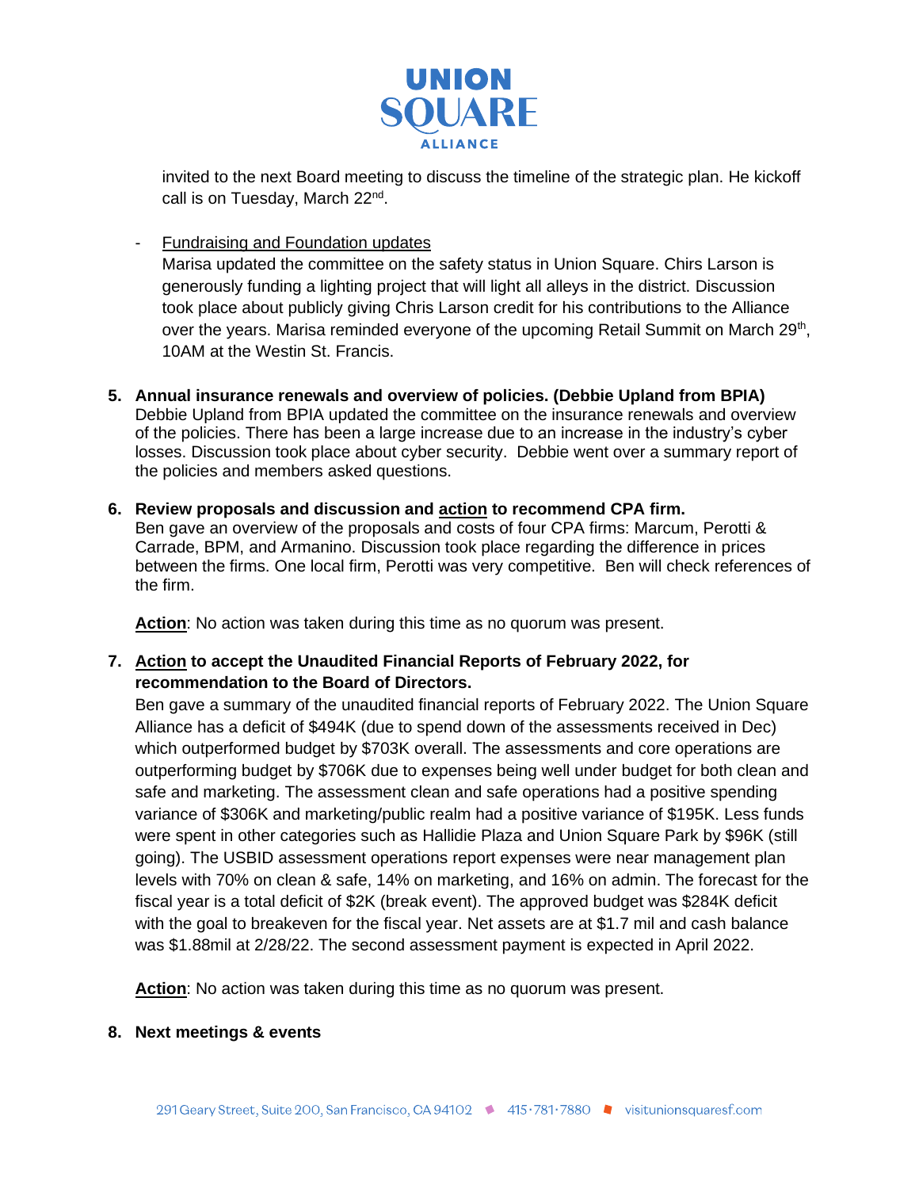invited to the next Board meeting to discuss the timeline of the strategic plan. He kickoff call is on Tuesday, March 22nd.

- Fundraising and Foundation updates
  Marisa updated the committee on the safety status in Union Square. Chirs Larson is generously funding a lighting project that will light all alleys in the district. Discussion took place about publicly giving Chris Larson credit for his contributions to the Alliance over the years. Marisa reminded everyone of the upcoming Retail Summit on March 29th, 10AM at the Westin St. Francis.

**5. Annual insurance renewals and overview of policies. (Debbie Upland from BPIA)**
Debbie Upland from BPIA updated the committee on the insurance renewals and overview of the policies. There has been a large increase due to an increase in the industry's cyber losses. Discussion took place about cyber security. Debbie went over a summary report of the policies and members asked questions.

**6. Review proposals and discussion and action to recommend CPA firm.**
Ben gave an overview of the proposals and costs of four CPA firms: Marcum, Perotti & Carrade, BPM, and Armanino. Discussion took place regarding the difference in prices between the firms. One local firm, Perotti was very competitive. Ben will check references of the firm.

**Action**: No action was taken during this time as no quorum was present.

**7. Action to accept the Unaudited Financial Reports of February 2022, for recommendation to the Board of Directors.**
Ben gave a summary of the unaudited financial reports of February 2022. The Union Square Alliance has a deficit of $494K (due to spend down of the assessments received in Dec) which outperformed budget by $703K overall. The assessments and core operations are outperforming budget by $706K due to expenses being well under budget for both clean and safe and marketing. The assessment clean and safe operations had a positive spending variance of $306K and marketing/public realm had a positive variance of $195K. Less funds were spent in other categories such as Hallidie Plaza and Union Square Park by $96K (still going). The USBID assessment operations report expenses were near management plan levels with 70% on clean & safe, 14% on marketing, and 16% on admin. The forecast for the fiscal year is a total deficit of $2K (break event). The approved budget was $284K deficit with the goal to breakeven for the fiscal year. Net assets are at $1.7 mil and cash balance was $1.88mil at 2/28/22. The second assessment payment is expected in April 2022.

**Action**: No action was taken during this time as no quorum was present.

**8. Next meetings & events**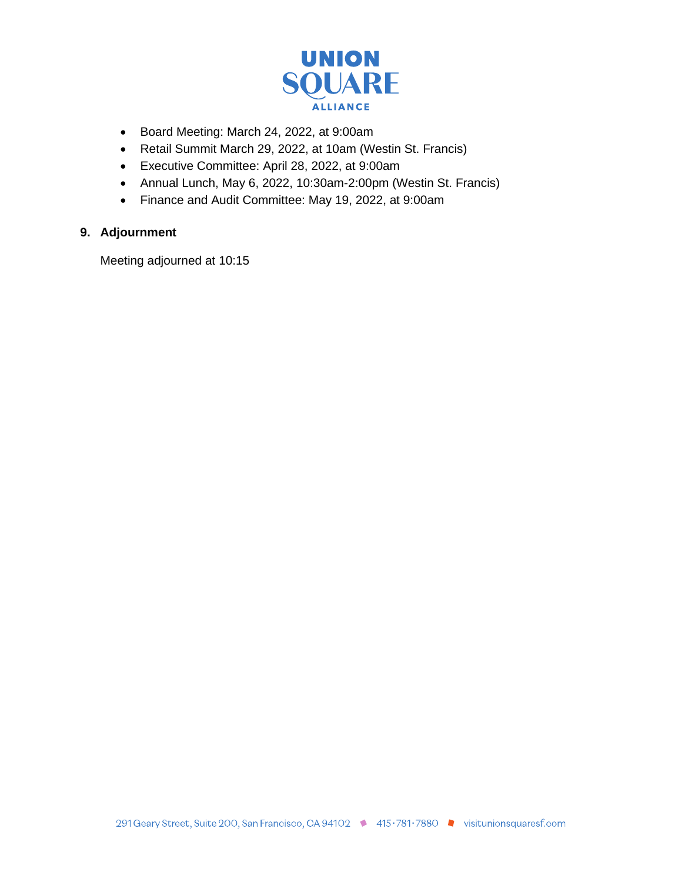- Board Meeting: March 24, 2022, at 9:00am
- Retail Summit March 29, 2022, at 10am (Westin St. Francis)
- Executive Committee: April 28, 2022, at 9:00am
- Annual Lunch, May 6, 2022, 10:30am-2:00pm (Westin St. Francis)
- Finance and Audit Committee: May 19, 2022, at 9:00am

## 9. Adjournment

Meeting adjourned at 10:15